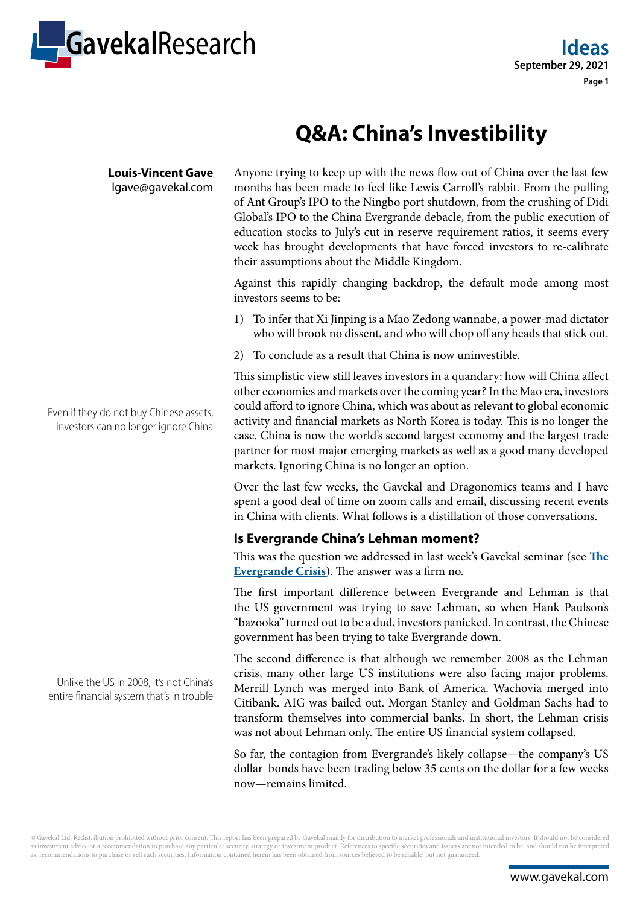# Q&A: China's Investibility

**Louis-Vincent Gave**
lgave@gavekal.com

Anyone trying to keep up with the news flow out of China over the last few months has been made to feel like Lewis Carroll's rabbit. From the pulling of Ant Group's IPO to the Ningbo port shutdown, from the crushing of Didi Global's IPO to the China Evergrande debacle, from the public execution of education stocks to July's cut in reserve requirement ratios, it seems every week has brought developments that have forced investors to re-calibrate their assumptions about the Middle Kingdom.

Against this rapidly changing backdrop, the default mode among most investors seems to be:

1) To infer that Xi Jinping is a Mao Zedong wannabe, a power-mad dictator who will brook no dissent, and who will chop off any heads that stick out.
2) To conclude as a result that China is now uninvestible.

*Even if they do not buy Chinese assets, investors can no longer ignore China*

This simplistic view still leaves investors in a quandary: how will China affect other economies and markets over the coming year? In the Mao era, investors could afford to ignore China, which was about as relevant to global economic activity and financial markets as North Korea is today. This is no longer the case. China is now the world's second largest economy and the largest trade partner for most major emerging markets as well as a good many developed markets. Ignoring China is no longer an option.

Over the last few weeks, the Gavekal and Dragonomics teams and I have spent a good deal of time on zoom calls and email, discussing recent events in China with clients. What follows is a distillation of those conversations.

## Is Evergrande China's Lehman moment?

This was the question we addressed in last week's Gavekal seminar (see **The Evergrande Crisis**). The answer was a firm no.

The first important difference between Evergrande and Lehman is that the US government was trying to save Lehman, so when Hank Paulson's "bazooka" turned out to be a dud, investors panicked. In contrast, the Chinese government has been trying to take Evergrande down.

*Unlike the US in 2008, it's not China's entire financial system that's in trouble*

The second difference is that although we remember 2008 as the Lehman crisis, many other large US institutions were also facing major problems. Merrill Lynch was merged into Bank of America. Wachovia merged into Citibank. AIG was bailed out. Morgan Stanley and Goldman Sachs had to transform themselves into commercial banks. In short, the Lehman crisis was not about Lehman only. The entire US financial system collapsed.

So far, the contagion from Evergrande's likely collapse—the company's US dollar bonds have been trading below 35 cents on the dollar for a few weeks now—remains limited.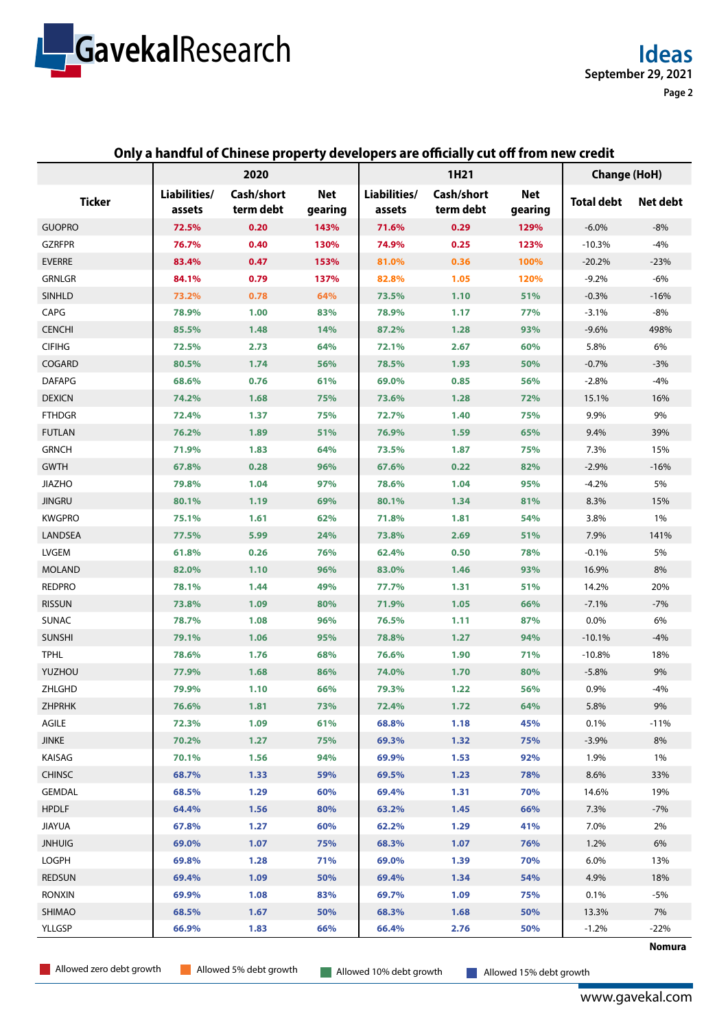**Only a handful of Chinese property developers are officially cut off from new credit**

| Ticker | 2020 | | | 1H21 | | | Change (HoH) | |
|---|---|---|---|---|---|---|---|---|
| | Liabilities/ assets | Cash/short term debt | Net gearing | Liabilities/ assets | Cash/short term debt | Net gearing | Total debt | Net debt |
| GUOPRO | 72.5% | 0.20 | 143% | 71.6% | 0.29 | 129% | -6.0% | -8% |
| GZRFPR | 76.7% | 0.40 | 130% | 74.9% | 0.25 | 123% | -10.3% | -4% |
| EVERRE | 83.4% | 0.47 | 153% | 81.0% | 0.36 | 100% | -20.2% | -23% |
| GRNLGR | 84.1% | 0.79 | 137% | 82.8% | 1.05 | 120% | -9.2% | -6% |
| SINHLD | 73.2% | 0.78 | 64% | 73.5% | 1.10 | 51% | -0.3% | -16% |
| CAPG | 78.9% | 1.00 | 83% | 78.9% | 1.17 | 77% | -3.1% | -8% |
| CENCHI | 85.5% | 1.48 | 14% | 87.2% | 1.28 | 93% | -9.6% | 498% |
| CIFIHG | 72.5% | 2.73 | 64% | 72.1% | 2.67 | 60% | 5.8% | 6% |
| COGARD | 80.5% | 1.74 | 56% | 78.5% | 1.93 | 50% | -0.7% | -3% |
| DAFAPG | 68.6% | 0.76 | 61% | 69.0% | 0.85 | 56% | -2.8% | -4% |
| DEXICN | 74.2% | 1.68 | 75% | 73.6% | 1.28 | 72% | 15.1% | 16% |
| FTHDGR | 72.4% | 1.37 | 75% | 72.7% | 1.40 | 75% | 9.9% | 9% |
| FUTLAN | 76.2% | 1.89 | 51% | 76.9% | 1.59 | 65% | 9.4% | 39% |
| GRNCH | 71.9% | 1.83 | 64% | 73.5% | 1.87 | 75% | 7.3% | 15% |
| GWTH | 67.8% | 0.28 | 96% | 67.6% | 0.22 | 82% | -2.9% | -16% |
| JIAZHO | 79.8% | 1.04 | 97% | 78.6% | 1.04 | 95% | -4.2% | 5% |
| JINGRU | 80.1% | 1.19 | 69% | 80.1% | 1.34 | 81% | 8.3% | 15% |
| KWGPRO | 75.1% | 1.61 | 62% | 71.8% | 1.81 | 54% | 3.8% | 1% |
| LANDSEA | 77.5% | 5.99 | 24% | 73.8% | 2.69 | 51% | 7.9% | 141% |
| LVGEM | 61.8% | 0.26 | 76% | 62.4% | 0.50 | 78% | -0.1% | 5% |
| MOLAND | 82.0% | 1.10 | 96% | 83.0% | 1.46 | 93% | 16.9% | 8% |
| REDPRO | 78.1% | 1.44 | 49% | 77.7% | 1.31 | 51% | 14.2% | 20% |
| RISSUN | 73.8% | 1.09 | 80% | 71.9% | 1.05 | 66% | -7.1% | -7% |
| SUNAC | 78.7% | 1.08 | 96% | 76.5% | 1.11 | 87% | 0.0% | 6% |
| SUNSHI | 79.1% | 1.06 | 95% | 78.8% | 1.27 | 94% | -10.1% | -4% |
| TPHL | 78.6% | 1.76 | 68% | 76.6% | 1.90 | 71% | -10.8% | 18% |
| YUZHOU | 77.9% | 1.68 | 86% | 74.0% | 1.70 | 80% | -5.8% | 9% |
| ZHLGHD | 79.9% | 1.10 | 66% | 79.3% | 1.22 | 56% | 0.9% | -4% |
| ZHPRHK | 76.6% | 1.81 | 73% | 72.4% | 1.72 | 64% | 5.8% | 9% |
| AGILE | 72.3% | 1.09 | 61% | 68.8% | 1.18 | 45% | 0.1% | -11% |
| JINKE | 70.2% | 1.27 | 75% | 69.3% | 1.32 | 75% | -3.9% | 8% |
| KAISAG | 70.1% | 1.56 | 94% | 69.9% | 1.53 | 92% | 1.9% | 1% |
| CHINSC | 68.7% | 1.33 | 59% | 69.5% | 1.23 | 78% | 8.6% | 33% |
| GEMDAL | 68.5% | 1.29 | 60% | 69.4% | 1.31 | 70% | 14.6% | 19% |
| HPDLF | 64.4% | 1.56 | 80% | 63.2% | 1.45 | 66% | 7.3% | -7% |
| JIAYUA | 67.8% | 1.27 | 60% | 62.2% | 1.29 | 41% | 7.0% | 2% |
| JNHUIG | 69.0% | 1.07 | 75% | 68.3% | 1.07 | 76% | 1.2% | 6% |
| LOGPH | 69.8% | 1.28 | 71% | 69.0% | 1.39 | 70% | 6.0% | 13% |
| REDSUN | 69.4% | 1.09 | 50% | 69.4% | 1.34 | 54% | 4.9% | 18% |
| RONXIN | 69.9% | 1.08 | 83% | 69.7% | 1.09 | 75% | 0.1% | -5% |
| SHIMAO | 68.5% | 1.67 | 50% | 68.3% | 1.68 | 50% | 13.3% | 7% |
| YLLGSP | 66.9% | 1.83 | 66% | 66.4% | 2.76 | 50% | -1.2% | -22% |

Nomura

Allowed zero debt growth | Allowed 5% debt growth | Allowed 10% debt growth | Allowed 15% debt growth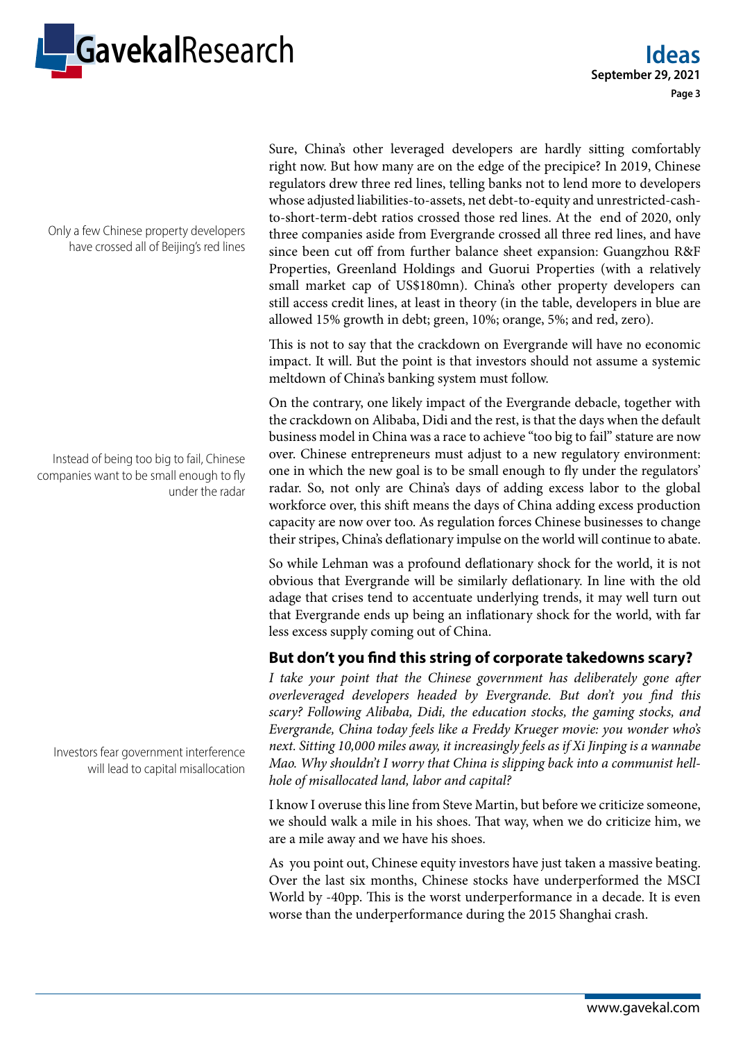Sure, China's other leveraged developers are hardly sitting comfortably right now. But how many are on the edge of the precipice? In 2019, Chinese regulators drew three red lines, telling banks not to lend more to developers whose adjusted liabilities-to-assets, net debt-to-equity and unrestricted-cash-to-short-term-debt ratios crossed those red lines. At the end of 2020, only three companies aside from Evergrande crossed all three red lines, and have since been cut off from further balance sheet expansion: Guangzhou R&F Properties, Greenland Holdings and Guorui Properties (with a relatively small market cap of US$180mn). China's other property developers can still access credit lines, at least in theory (in the table, developers in blue are allowed 15% growth in debt; green, 10%; orange, 5%; and red, zero).

Only a few Chinese property developers have crossed all of Beijing's red lines

This is not to say that the crackdown on Evergrande will have no economic impact. It will. But the point is that investors should not assume a systemic meltdown of China's banking system must follow.

On the contrary, one likely impact of the Evergrande debacle, together with the crackdown on Alibaba, Didi and the rest, is that the days when the default business model in China was a race to achieve "too big to fail" stature are now over. Chinese entrepreneurs must adjust to a new regulatory environment: one in which the new goal is to be small enough to fly under the regulators' radar. So, not only are China's days of adding excess labor to the global workforce over, this shift means the days of China adding excess production capacity are now over too. As regulation forces Chinese businesses to change their stripes, China's deflationary impulse on the world will continue to abate.

Instead of being too big to fail, Chinese companies want to be small enough to fly under the radar

So while Lehman was a profound deflationary shock for the world, it is not obvious that Evergrande will be similarly deflationary. In line with the old adage that crises tend to accentuate underlying trends, it may well turn out that Evergrande ends up being an inflationary shock for the world, with far less excess supply coming out of China.

## But don't you find this string of corporate takedowns scary?

*I take your point that the Chinese government has deliberately gone after overleveraged developers headed by Evergrande. But don't you find this scary? Following Alibaba, Didi, the education stocks, the gaming stocks, and Evergrande, China today feels like a Freddy Krueger movie: you wonder who's next. Sitting 10,000 miles away, it increasingly feels as if Xi Jinping is a wannabe Mao. Why shouldn't I worry that China is slipping back into a communist hell-hole of misallocated land, labor and capital?*

Investors fear government interference will lead to capital misallocation

I know I overuse this line from Steve Martin, but before we criticize someone, we should walk a mile in his shoes. That way, when we do criticize him, we are a mile away and we have his shoes.

As you point out, Chinese equity investors have just taken a massive beating. Over the last six months, Chinese stocks have underperformed the MSCI World by -40pp. This is the worst underperformance in a decade. It is even worse than the underperformance during the 2015 Shanghai crash.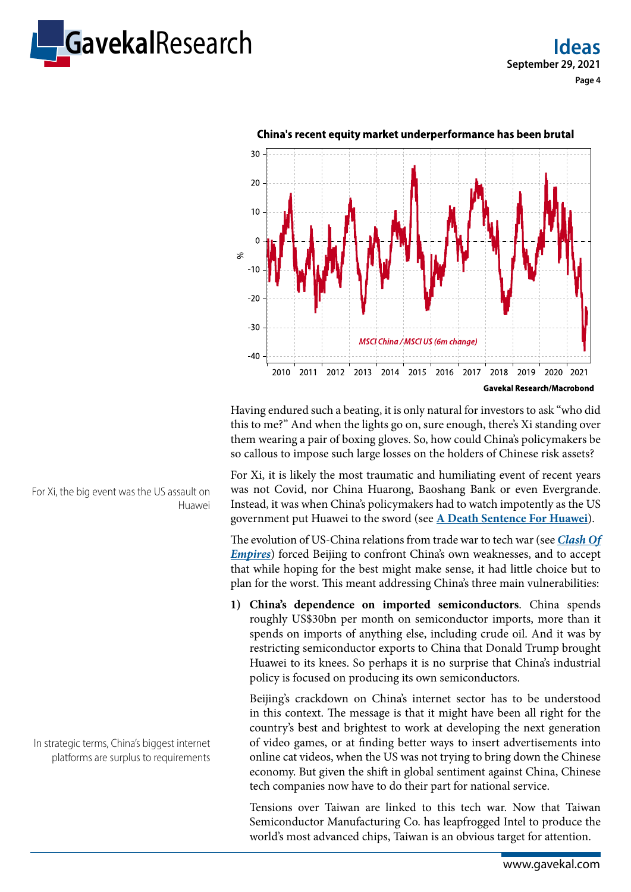**China's recent equity market underperformance has been brutal**

MSCI China / MSCI US (6m change)

Gavekal Research/Macrobond

Having endured such a beating, it is only natural for investors to ask "who did this to me?" And when the lights go on, sure enough, there's Xi standing over them wearing a pair of boxing gloves. So, how could China's policymakers be so callous to impose such large losses on the holders of Chinese risk assets?

For Xi, the big event was the US assault on Huawei

For Xi, it is likely the most traumatic and humiliating event of recent years was not Covid, nor China Huarong, Baoshang Bank or even Evergrande. Instead, it was when China's policymakers had to watch impotently as the US government put Huawei to the sword (see **A Death Sentence For Huawei**).

The evolution of US-China relations from trade war to tech war (see ***Clash Of Empires***) forced Beijing to confront China's own weaknesses, and to accept that while hoping for the best might make sense, it had little choice but to plan for the worst. This meant addressing China's three main vulnerabilities:

1) **China's dependence on imported semiconductors**. China spends roughly US$30bn per month on semiconductor imports, more than it spends on imports of anything else, including crude oil. And it was by restricting semiconductor exports to China that Donald Trump brought Huawei to its knees. So perhaps it is no surprise that China's industrial policy is focused on producing its own semiconductors.

   In strategic terms, China's biggest internet platforms are surplus to requirements

   Beijing's crackdown on China's internet sector has to be understood in this context. The message is that it might have been all right for the country's best and brightest to work at developing the next generation of video games, or at finding better ways to insert advertisements into online cat videos, when the US was not trying to bring down the Chinese economy. But given the shift in global sentiment against China, Chinese tech companies now have to do their part for national service.

   Tensions over Taiwan are linked to this tech war. Now that Taiwan Semiconductor Manufacturing Co. has leapfrogged Intel to produce the world's most advanced chips, Taiwan is an obvious target for attention.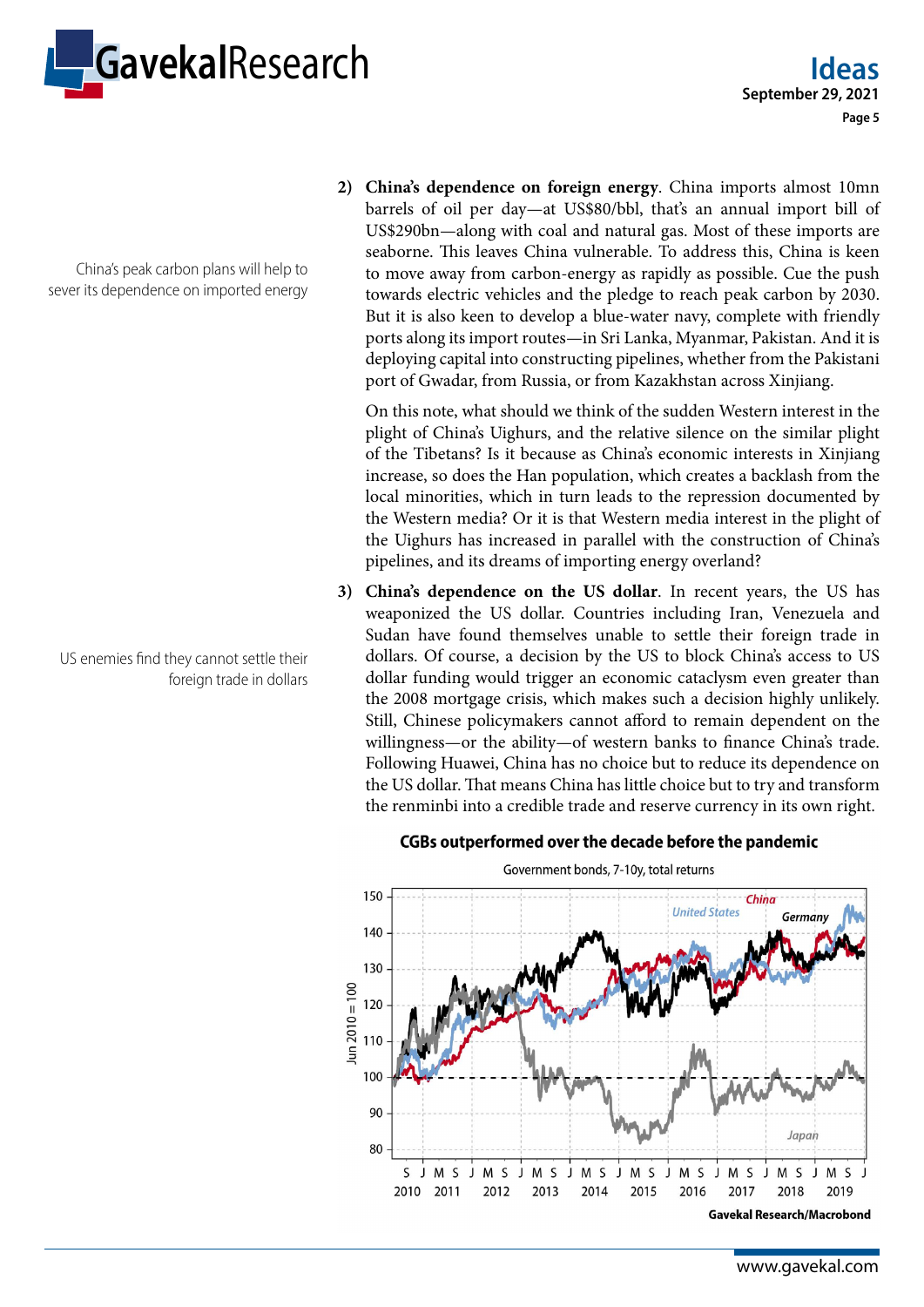China's peak carbon plans will help to sever its dependence on imported energy

2) **China's dependence on foreign energy**. China imports almost 10mn barrels of oil per day—at US$80/bbl, that's an annual import bill of US$290bn—along with coal and natural gas. Most of these imports are seaborne. This leaves China vulnerable. To address this, China is keen to move away from carbon-energy as rapidly as possible. Cue the push towards electric vehicles and the pledge to reach peak carbon by 2030. But it is also keen to develop a blue-water navy, complete with friendly ports along its import routes—in Sri Lanka, Myanmar, Pakistan. And it is deploying capital into constructing pipelines, whether from the Pakistani port of Gwadar, from Russia, or from Kazakhstan across Xinjiang.

   On this note, what should we think of the sudden Western interest in the plight of China's Uighurs, and the relative silence on the similar plight of the Tibetans? Is it because as China's economic interests in Xinjiang increase, so does the Han population, which creates a backlash from the local minorities, which in turn leads to the repression documented by the Western media? Or it is that Western media interest in the plight of the Uighurs has increased in parallel with the construction of China's pipelines, and its dreams of importing energy overland?

US enemies find they cannot settle their foreign trade in dollars

3) **China's dependence on the US dollar**. In recent years, the US has weaponized the US dollar. Countries including Iran, Venezuela and Sudan have found themselves unable to settle their foreign trade in dollars. Of course, a decision by the US to block China's access to US dollar funding would trigger an economic cataclysm even greater than the 2008 mortgage crisis, which makes such a decision highly unlikely. Still, Chinese policymakers cannot afford to remain dependent on the willingness—or the ability—of western banks to finance China's trade. Following Huawei, China has no choice but to reduce its dependence on the US dollar. That means China has little choice but to try and transform the renminbi into a credible trade and reserve currency in its own right.

**CGBs outperformed over the decade before the pandemic**

Government bonds, 7-10y, total returns

Gavekal Research/Macrobond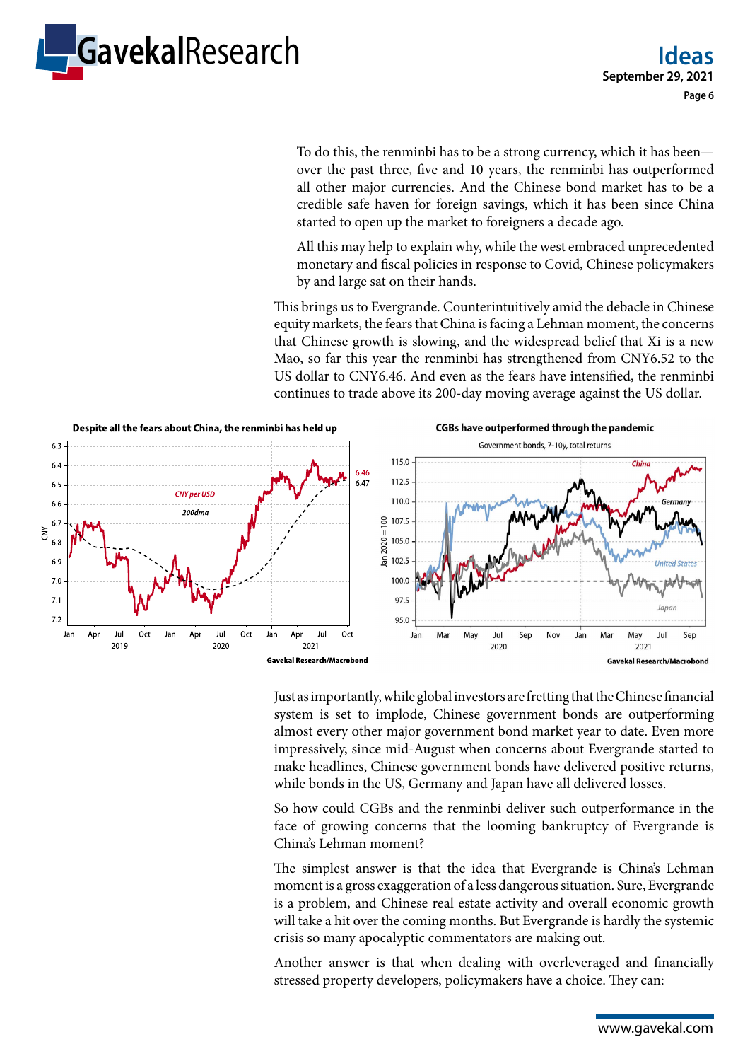To do this, the renminbi has to be a strong currency, which it has been—over the past three, five and 10 years, the renminbi has outperformed all other major currencies. And the Chinese bond market has to be a credible safe haven for foreign savings, which it has been since China started to open up the market to foreigners a decade ago.

All this may help to explain why, while the west embraced unprecedented monetary and fiscal policies in response to Covid, Chinese policymakers by and large sat on their hands.

This brings us to Evergrande. Counterintuitively amid the debacle in Chinese equity markets, the fears that China is facing a Lehman moment, the concerns that Chinese growth is slowing, and the widespread belief that Xi is a new Mao, so far this year the renminbi has strengthened from CNY6.52 to the US dollar to CNY6.46. And even as the fears have intensified, the renminbi continues to trade above its 200-day moving average against the US dollar.

**Despite all the fears about China, the renminbi has held up**

Gavekal Research/Macrobond

**CGBs have outperformed through the pandemic**

Government bonds, 7-10y, total returns

Gavekal Research/Macrobond

Just as importantly, while global investors are fretting that the Chinese financial system is set to implode, Chinese government bonds are outperforming almost every other major government bond market year to date. Even more impressively, since mid-August when concerns about Evergrande started to make headlines, Chinese government bonds have delivered positive returns, while bonds in the US, Germany and Japan have all delivered losses.

So how could CGBs and the renminbi deliver such outperformance in the face of growing concerns that the looming bankruptcy of Evergrande is China's Lehman moment?

The simplest answer is that the idea that Evergrande is China's Lehman moment is a gross exaggeration of a less dangerous situation. Sure, Evergrande is a problem, and Chinese real estate activity and overall economic growth will take a hit over the coming months. But Evergrande is hardly the systemic crisis so many apocalyptic commentators are making out.

Another answer is that when dealing with overleveraged and financially stressed property developers, policymakers have a choice. They can: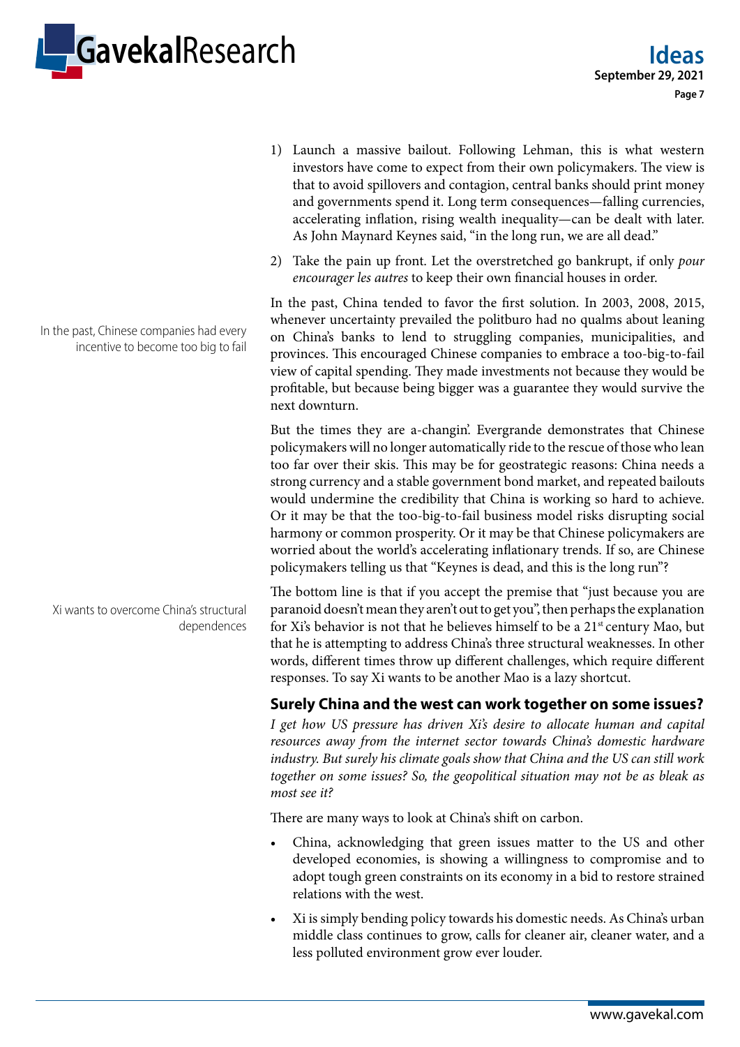1) Launch a massive bailout. Following Lehman, this is what western investors have come to expect from their own policymakers. The view is that to avoid spillovers and contagion, central banks should print money and governments spend it. Long term consequences—falling currencies, accelerating inflation, rising wealth inequality—can be dealt with later. As John Maynard Keynes said, "in the long run, we are all dead."

2) Take the pain up front. Let the overstretched go bankrupt, if only *pour encourager les autres* to keep their own financial houses in order.

In the past, Chinese companies had every incentive to become too big to fail

In the past, China tended to favor the first solution. In 2003, 2008, 2015, whenever uncertainty prevailed the politburo had no qualms about leaning on China's banks to lend to struggling companies, municipalities, and provinces. This encouraged Chinese companies to embrace a too-big-to-fail view of capital spending. They made investments not because they would be profitable, but because being bigger was a guarantee they would survive the next downturn.

But the times they are a-changin'. Evergrande demonstrates that Chinese policymakers will no longer automatically ride to the rescue of those who lean too far over their skis. This may be for geostrategic reasons: China needs a strong currency and a stable government bond market, and repeated bailouts would undermine the credibility that China is working so hard to achieve. Or it may be that the too-big-to-fail business model risks disrupting social harmony or common prosperity. Or it may be that Chinese policymakers are worried about the world's accelerating inflationary trends. If so, are Chinese policymakers telling us that "Keynes is dead, and this is the long run"?

Xi wants to overcome China's structural dependences

The bottom line is that if you accept the premise that "just because you are paranoid doesn't mean they aren't out to get you", then perhaps the explanation for Xi's behavior is not that he believes himself to be a 21st century Mao, but that he is attempting to address China's three structural weaknesses. In other words, different times throw up different challenges, which require different responses. To say Xi wants to be another Mao is a lazy shortcut.

## Surely China and the west can work together on some issues?

*I get how US pressure has driven Xi's desire to allocate human and capital resources away from the internet sector towards China's domestic hardware industry. But surely his climate goals show that China and the US can still work together on some issues? So, the geopolitical situation may not be as bleak as most see it?*

There are many ways to look at China's shift on carbon.

- China, acknowledging that green issues matter to the US and other developed economies, is showing a willingness to compromise and to adopt tough green constraints on its economy in a bid to restore strained relations with the west.
- Xi is simply bending policy towards his domestic needs. As China's urban middle class continues to grow, calls for cleaner air, cleaner water, and a less polluted environment grow ever louder.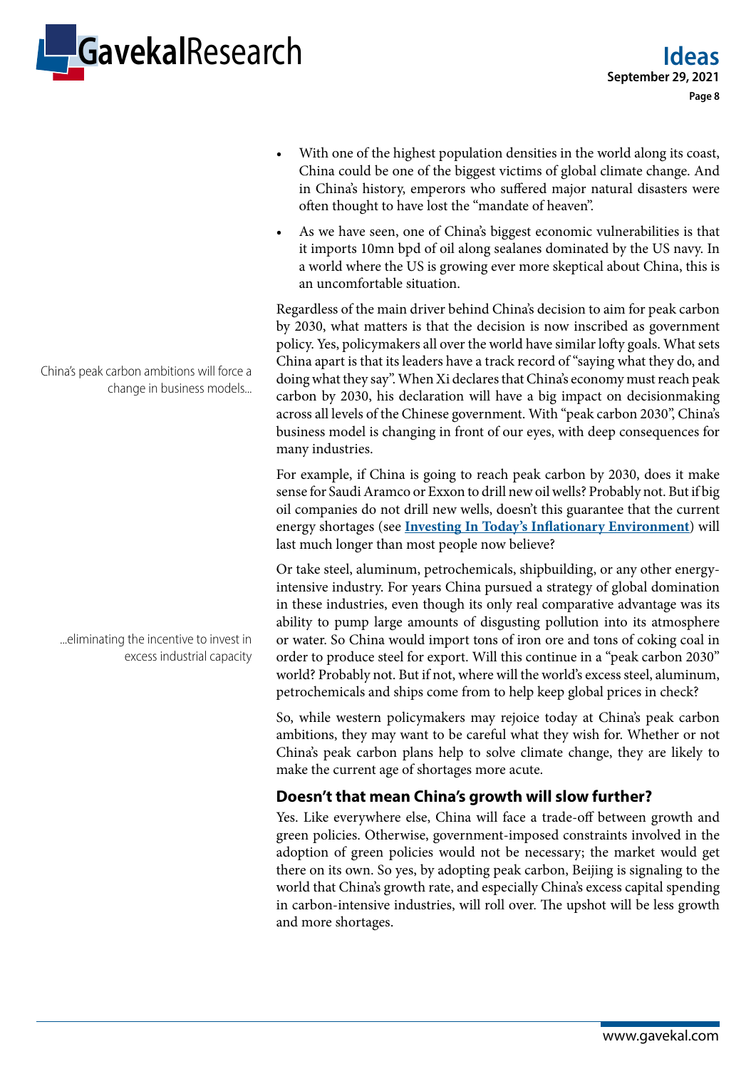- With one of the highest population densities in the world along its coast, China could be one of the biggest victims of global climate change. And in China's history, emperors who suffered major natural disasters were often thought to have lost the "mandate of heaven".
- As we have seen, one of China's biggest economic vulnerabilities is that it imports 10mn bpd of oil along sealanes dominated by the US navy. In a world where the US is growing ever more skeptical about China, this is an uncomfortable situation.

China's peak carbon ambitions will force a change in business models...

Regardless of the main driver behind China's decision to aim for peak carbon by 2030, what matters is that the decision is now inscribed as government policy. Yes, policymakers all over the world have similar lofty goals. What sets China apart is that its leaders have a track record of "saying what they do, and doing what they say". When Xi declares that China's economy must reach peak carbon by 2030, his declaration will have a big impact on decisionmaking across all levels of the Chinese government. With "peak carbon 2030", China's business model is changing in front of our eyes, with deep consequences for many industries.

For example, if China is going to reach peak carbon by 2030, does it make sense for Saudi Aramco or Exxon to drill new oil wells? Probably not. But if big oil companies do not drill new wells, doesn't this guarantee that the current energy shortages (see **Investing In Today's Inflationary Environment**) will last much longer than most people now believe?

...eliminating the incentive to invest in excess industrial capacity

Or take steel, aluminum, petrochemicals, shipbuilding, or any other energy-intensive industry. For years China pursued a strategy of global domination in these industries, even though its only real comparative advantage was its ability to pump large amounts of disgusting pollution into its atmosphere or water. So China would import tons of iron ore and tons of coking coal in order to produce steel for export. Will this continue in a "peak carbon 2030" world? Probably not. But if not, where will the world's excess steel, aluminum, petrochemicals and ships come from to help keep global prices in check?

So, while western policymakers may rejoice today at China's peak carbon ambitions, they may want to be careful what they wish for. Whether or not China's peak carbon plans help to solve climate change, they are likely to make the current age of shortages more acute.

### Doesn't that mean China's growth will slow further?

Yes. Like everywhere else, China will face a trade-off between growth and green policies. Otherwise, government-imposed constraints involved in the adoption of green policies would not be necessary; the market would get there on its own. So yes, by adopting peak carbon, Beijing is signaling to the world that China's growth rate, and especially China's excess capital spending in carbon-intensive industries, will roll over. The upshot will be less growth and more shortages.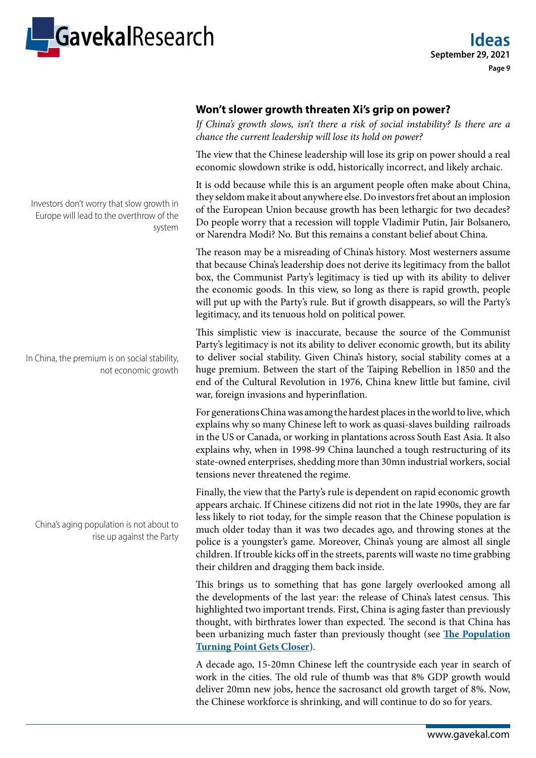## Won't slower growth threaten Xi's grip on power?

*If China's growth slows, isn't there a risk of social instability? Is there are a chance the current leadership will lose its hold on power?*

The view that the Chinese leadership will lose its grip on power should a real economic slowdown strike is odd, historically incorrect, and likely archaic.

Investors don't worry that slow growth in Europe will lead to the overthrow of the system

It is odd because while this is an argument people often make about China, they seldom make it about anywhere else. Do investors fret about an implosion of the European Union because growth has been lethargic for two decades? Do people worry that a recession will topple Vladimir Putin, Jair Bolsanero, or Narendra Modi? No. But this remains a constant belief about China.

The reason may be a misreading of China's history. Most westerners assume that because China's leadership does not derive its legitimacy from the ballot box, the Communist Party's legitimacy is tied up with its ability to deliver the economic goods. In this view, so long as there is rapid growth, people will put up with the Party's rule. But if growth disappears, so will the Party's legitimacy, and its tenuous hold on political power.

In China, the premium is on social stability, not economic growth

This simplistic view is inaccurate, because the source of the Communist Party's legitimacy is not its ability to deliver economic growth, but its ability to deliver social stability. Given China's history, social stability comes at a huge premium. Between the start of the Taiping Rebellion in 1850 and the end of the Cultural Revolution in 1976, China knew little but famine, civil war, foreign invasions and hyperinflation.

For generations China was among the hardest places in the world to live, which explains why so many Chinese left to work as quasi-slaves building railroads in the US or Canada, or working in plantations across South East Asia. It also explains why, when in 1998-99 China launched a tough restructuring of its state-owned enterprises, shedding more than 30mn industrial workers, social tensions never threatened the regime.

China's aging population is not about to rise up against the Party

Finally, the view that the Party's rule is dependent on rapid economic growth appears archaic. If Chinese citizens did not riot in the late 1990s, they are far less likely to riot today, for the simple reason that the Chinese population is much older today than it was two decades ago, and throwing stones at the police is a youngster's game. Moreover, China's young are almost all single children. If trouble kicks off in the streets, parents will waste no time grabbing their children and dragging them back inside.

This brings us to something that has gone largely overlooked among all the developments of the last year: the release of China's latest census. This highlighted two important trends. First, China is aging faster than previously thought, with birthrates lower than expected. The second is that China has been urbanizing much faster than previously thought (see **The Population Turning Point Gets Closer**).

A decade ago, 15-20mn Chinese left the countryside each year in search of work in the cities. The old rule of thumb was that 8% GDP growth would deliver 20mn new jobs, hence the sacrosanct old growth target of 8%. Now, the Chinese workforce is shrinking, and will continue to do so for years.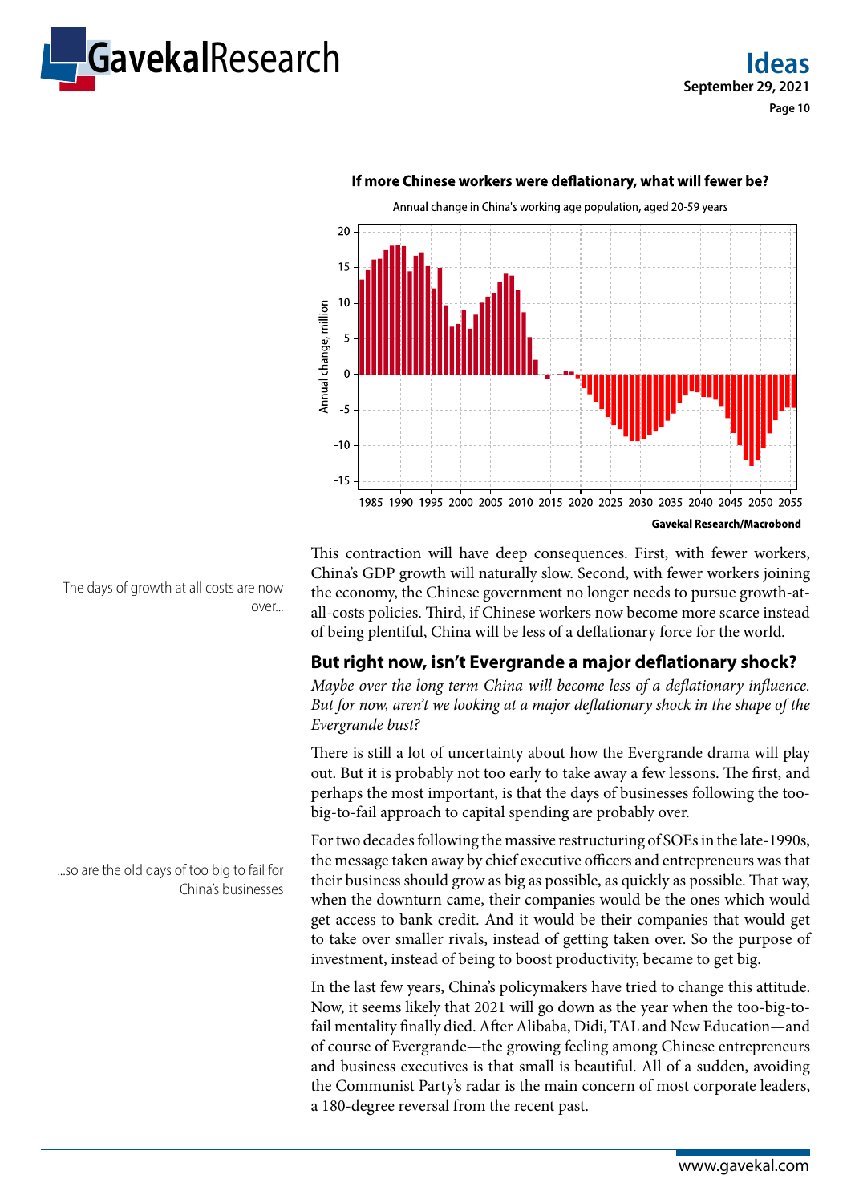**If more Chinese workers were deflationary, what will fewer be?**

Annual change in China's working age population, aged 20-59 years

Gavekal Research/Macrobond

This contraction will have deep consequences. First, with fewer workers, China's GDP growth will naturally slow. Second, with fewer workers joining the economy, the Chinese government no longer needs to pursue growth-at-all-costs policies. Third, if Chinese workers now become more scarce instead of being plentiful, China will be less of a deflationary force for the world.

The days of growth at all costs are now over...

## But right now, isn't Evergrande a major deflationary shock?

*Maybe over the long term China will become less of a deflationary influence. But for now, aren't we looking at a major deflationary shock in the shape of the Evergrande bust?*

There is still a lot of uncertainty about how the Evergrande drama will play out. But it is probably not too early to take away a few lessons. The first, and perhaps the most important, is that the days of businesses following the too-big-to-fail approach to capital spending are probably over.

...so are the old days of too big to fail for China's businesses

For two decades following the massive restructuring of SOEs in the late-1990s, the message taken away by chief executive officers and entrepreneurs was that their business should grow as big as possible, as quickly as possible. That way, when the downturn came, their companies would be the ones which would get access to bank credit. And it would be their companies that would get to take over smaller rivals, instead of getting taken over. So the purpose of investment, instead of being to boost productivity, became to get big.

In the last few years, China's policymakers have tried to change this attitude. Now, it seems likely that 2021 will go down as the year when the too-big-to-fail mentality finally died. After Alibaba, Didi, TAL and New Education—and of course of Evergrande—the growing feeling among Chinese entrepreneurs and business executives is that small is beautiful. All of a sudden, avoiding the Communist Party's radar is the main concern of most corporate leaders, a 180-degree reversal from the recent past.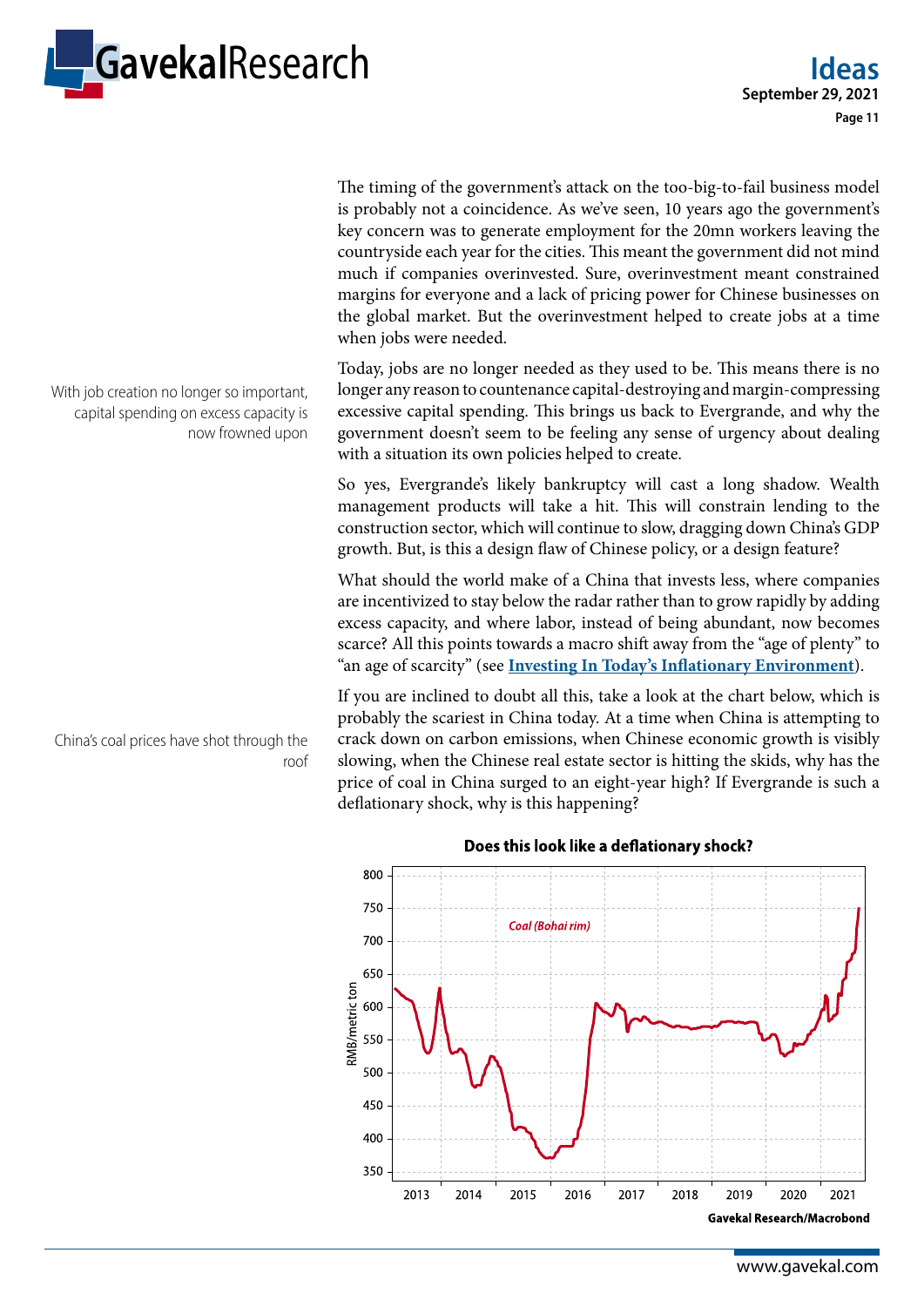The timing of the government's attack on the too-big-to-fail business model is probably not a coincidence. As we've seen, 10 years ago the government's key concern was to generate employment for the 20mn workers leaving the countryside each year for the cities. This meant the government did not mind much if companies overinvested. Sure, overinvestment meant constrained margins for everyone and a lack of pricing power for Chinese businesses on the global market. But the overinvestment helped to create jobs at a time when jobs were needed.

With job creation no longer so important, capital spending on excess capacity is now frowned upon

Today, jobs are no longer needed as they used to be. This means there is no longer any reason to countenance capital-destroying and margin-compressing excessive capital spending. This brings us back to Evergrande, and why the government doesn't seem to be feeling any sense of urgency about dealing with a situation its own policies helped to create.

So yes, Evergrande's likely bankruptcy will cast a long shadow. Wealth management products will take a hit. This will constrain lending to the construction sector, which will continue to slow, dragging down China's GDP growth. But, is this a design flaw of Chinese policy, or a design feature?

What should the world make of a China that invests less, where companies are incentivized to stay below the radar rather than to grow rapidly by adding excess capacity, and where labor, instead of being abundant, now becomes scarce? All this points towards a macro shift away from the "age of plenty" to "an age of scarcity" (see **[Investing In Today's Inflationary Environment](#)**).

China's coal prices have shot through the roof

If you are inclined to doubt all this, take a look at the chart below, which is probably the scariest in China today. At a time when China is attempting to crack down on carbon emissions, when Chinese economic growth is visibly slowing, when the Chinese real estate sector is hitting the skids, why has the price of coal in China surged to an eight-year high? If Evergrande is such a deflationary shock, why is this happening?

**Does this look like a deflationary shock?**

Coal (Bohai rim), RMB/metric ton, 2013–2021

Gavekal Research/Macrobond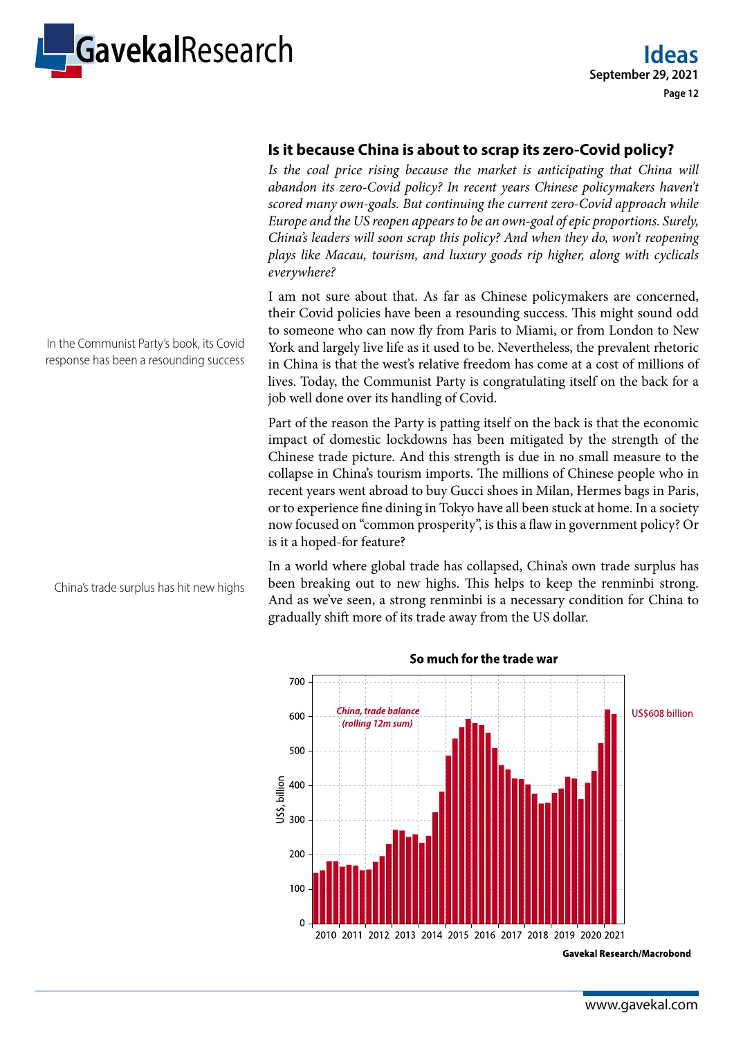## Is it because China is about to scrap its zero-Covid policy?

*Is the coal price rising because the market is anticipating that China will abandon its zero-Covid policy? In recent years Chinese policymakers haven't scored many own-goals. But continuing the current zero-Covid approach while Europe and the US reopen appears to be an own-goal of epic proportions. Surely, China's leaders will soon scrap this policy? And when they do, won't reopening plays like Macau, tourism, and luxury goods rip higher, along with cyclicals everywhere?*

In the Communist Party's book, its Covid response has been a resounding success

I am not sure about that. As far as Chinese policymakers are concerned, their Covid policies have been a resounding success. This might sound odd to someone who can now fly from Paris to Miami, or from London to New York and largely live life as it used to be. Nevertheless, the prevalent rhetoric in China is that the west's relative freedom has come at a cost of millions of lives. Today, the Communist Party is congratulating itself on the back for a job well done over its handling of Covid.

Part of the reason the Party is patting itself on the back is that the economic impact of domestic lockdowns has been mitigated by the strength of the Chinese trade picture. And this strength is due in no small measure to the collapse in China's tourism imports. The millions of Chinese people who in recent years went abroad to buy Gucci shoes in Milan, Hermes bags in Paris, or to experience fine dining in Tokyo have all been stuck at home. In a society now focused on "common prosperity", is this a flaw in government policy? Or is it a hoped-for feature?

China's trade surplus has hit new highs

In a world where global trade has collapsed, China's own trade surplus has been breaking out to new highs. This helps to keep the renminbi strong. And as we've seen, a strong renminbi is a necessary condition for China to gradually shift more of its trade away from the US dollar.

**So much for the trade war**

*China, trade balance (rolling 12m sum)* — US$, billion; latest: US$608 billion (2010–2021)

Gavekal Research/Macrobond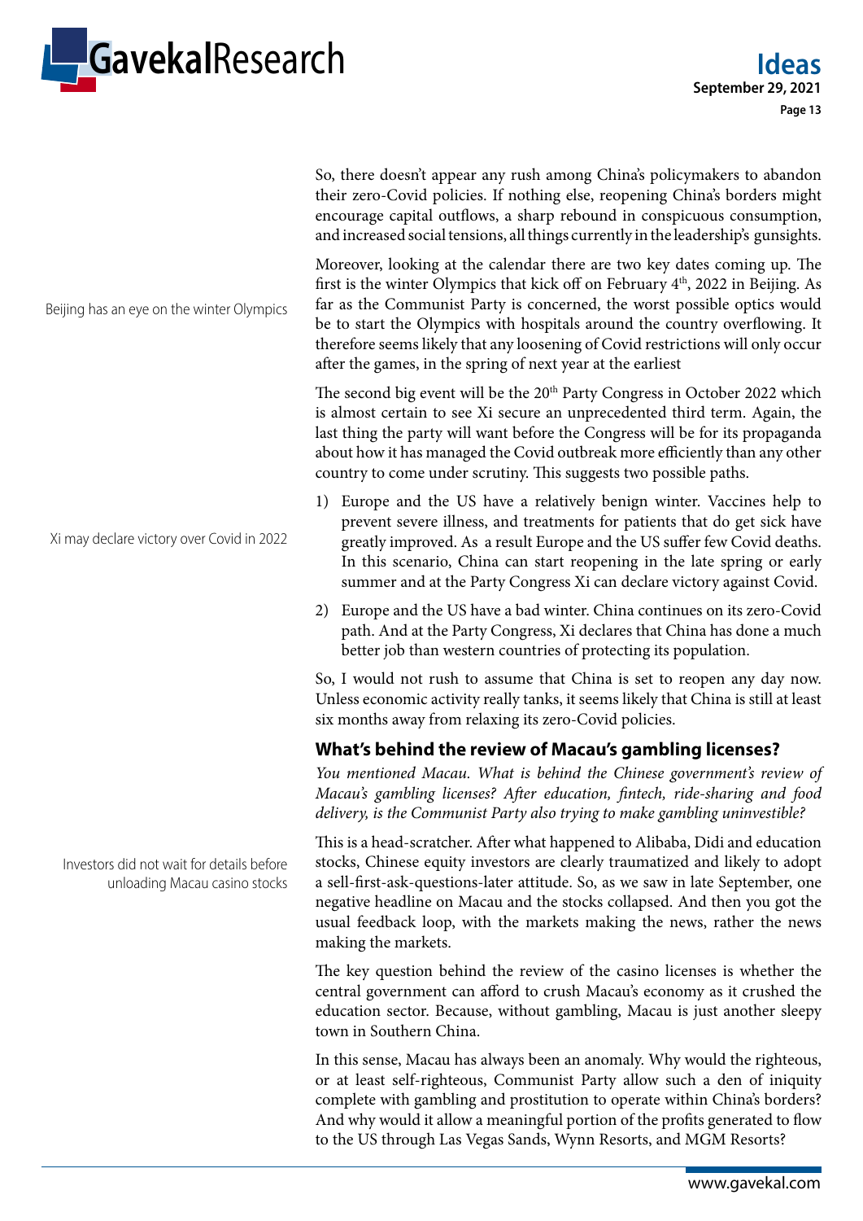So, there doesn't appear any rush among China's policymakers to abandon their zero-Covid policies. If nothing else, reopening China's borders might encourage capital outflows, a sharp rebound in conspicuous consumption, and increased social tensions, all things currently in the leadership's gunsights.

Beijing has an eye on the winter Olympics

Moreover, looking at the calendar there are two key dates coming up. The first is the winter Olympics that kick off on February 4th, 2022 in Beijing. As far as the Communist Party is concerned, the worst possible optics would be to start the Olympics with hospitals around the country overflowing. It therefore seems likely that any loosening of Covid restrictions will only occur after the games, in the spring of next year at the earliest

The second big event will be the 20th Party Congress in October 2022 which is almost certain to see Xi secure an unprecedented third term. Again, the last thing the party will want before the Congress will be for its propaganda about how it has managed the Covid outbreak more efficiently than any other country to come under scrutiny. This suggests two possible paths.

Xi may declare victory over Covid in 2022

1) Europe and the US have a relatively benign winter. Vaccines help to prevent severe illness, and treatments for patients that do get sick have greatly improved. As a result Europe and the US suffer few Covid deaths. In this scenario, China can start reopening in the late spring or early summer and at the Party Congress Xi can declare victory against Covid.
2) Europe and the US have a bad winter. China continues on its zero-Covid path. And at the Party Congress, Xi declares that China has done a much better job than western countries of protecting its population.

So, I would not rush to assume that China is set to reopen any day now. Unless economic activity really tanks, it seems likely that China is still at least six months away from relaxing its zero-Covid policies.

## What's behind the review of Macau's gambling licenses?

*You mentioned Macau. What is behind the Chinese government's review of Macau's gambling licenses? After education, fintech, ride-sharing and food delivery, is the Communist Party also trying to make gambling uninvestible?*

Investors did not wait for details before unloading Macau casino stocks

This is a head-scratcher. After what happened to Alibaba, Didi and education stocks, Chinese equity investors are clearly traumatized and likely to adopt a sell-first-ask-questions-later attitude. So, as we saw in late September, one negative headline on Macau and the stocks collapsed. And then you got the usual feedback loop, with the markets making the news, rather the news making the markets.

The key question behind the review of the casino licenses is whether the central government can afford to crush Macau's economy as it crushed the education sector. Because, without gambling, Macau is just another sleepy town in Southern China.

In this sense, Macau has always been an anomaly. Why would the righteous, or at least self-righteous, Communist Party allow such a den of iniquity complete with gambling and prostitution to operate within China's borders? And why would it allow a meaningful portion of the profits generated to flow to the US through Las Vegas Sands, Wynn Resorts, and MGM Resorts?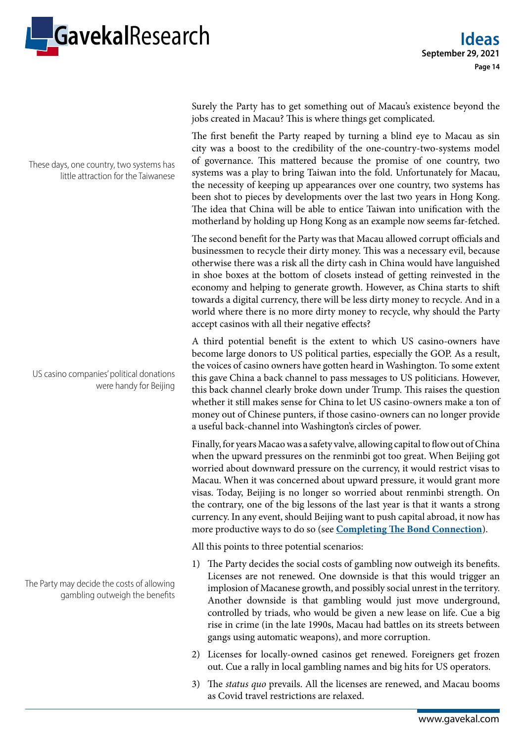Surely the Party has to get something out of Macau's existence beyond the jobs created in Macau? This is where things get complicated.

These days, one country, two systems has little attraction for the Taiwanese

The first benefit the Party reaped by turning a blind eye to Macau as sin city was a boost to the credibility of the one-country-two-systems model of governance. This mattered because the promise of one country, two systems was a play to bring Taiwan into the fold. Unfortunately for Macau, the necessity of keeping up appearances over one country, two systems has been shot to pieces by developments over the last two years in Hong Kong. The idea that China will be able to entice Taiwan into unification with the motherland by holding up Hong Kong as an example now seems far-fetched.

The second benefit for the Party was that Macau allowed corrupt officials and businessmen to recycle their dirty money. This was a necessary evil, because otherwise there was a risk all the dirty cash in China would have languished in shoe boxes at the bottom of closets instead of getting reinvested in the economy and helping to generate growth. However, as China starts to shift towards a digital currency, there will be less dirty money to recycle. And in a world where there is no more dirty money to recycle, why should the Party accept casinos with all their negative effects?

US casino companies' political donations were handy for Beijing

A third potential benefit is the extent to which US casino-owners have become large donors to US political parties, especially the GOP. As a result, the voices of casino owners have gotten heard in Washington. To some extent this gave China a back channel to pass messages to US politicians. However, this back channel clearly broke down under Trump. This raises the question whether it still makes sense for China to let US casino-owners make a ton of money out of Chinese punters, if those casino-owners can no longer provide a useful back-channel into Washington's circles of power.

Finally, for years Macao was a safety valve, allowing capital to flow out of China when the upward pressures on the renminbi got too great. When Beijing got worried about downward pressure on the currency, it would restrict visas to Macau. When it was concerned about upward pressure, it would grant more visas. Today, Beijing is no longer so worried about renminbi strength. On the contrary, one of the big lessons of the last year is that it wants a strong currency. In any event, should Beijing want to push capital abroad, it now has more productive ways to do so (see **Completing The Bond Connection**).

All this points to three potential scenarios:

The Party may decide the costs of allowing gambling outweigh the benefits

1) The Party decides the social costs of gambling now outweigh its benefits. Licenses are not renewed. One downside is that this would trigger an implosion of Macanese growth, and possibly social unrest in the territory. Another downside is that gambling would just move underground, controlled by triads, who would be given a new lease on life. Cue a big rise in crime (in the late 1990s, Macau had battles on its streets between gangs using automatic weapons), and more corruption.
2) Licenses for locally-owned casinos get renewed. Foreigners get frozen out. Cue a rally in local gambling names and big hits for US operators.
3) The *status quo* prevails. All the licenses are renewed, and Macau booms as Covid travel restrictions are relaxed.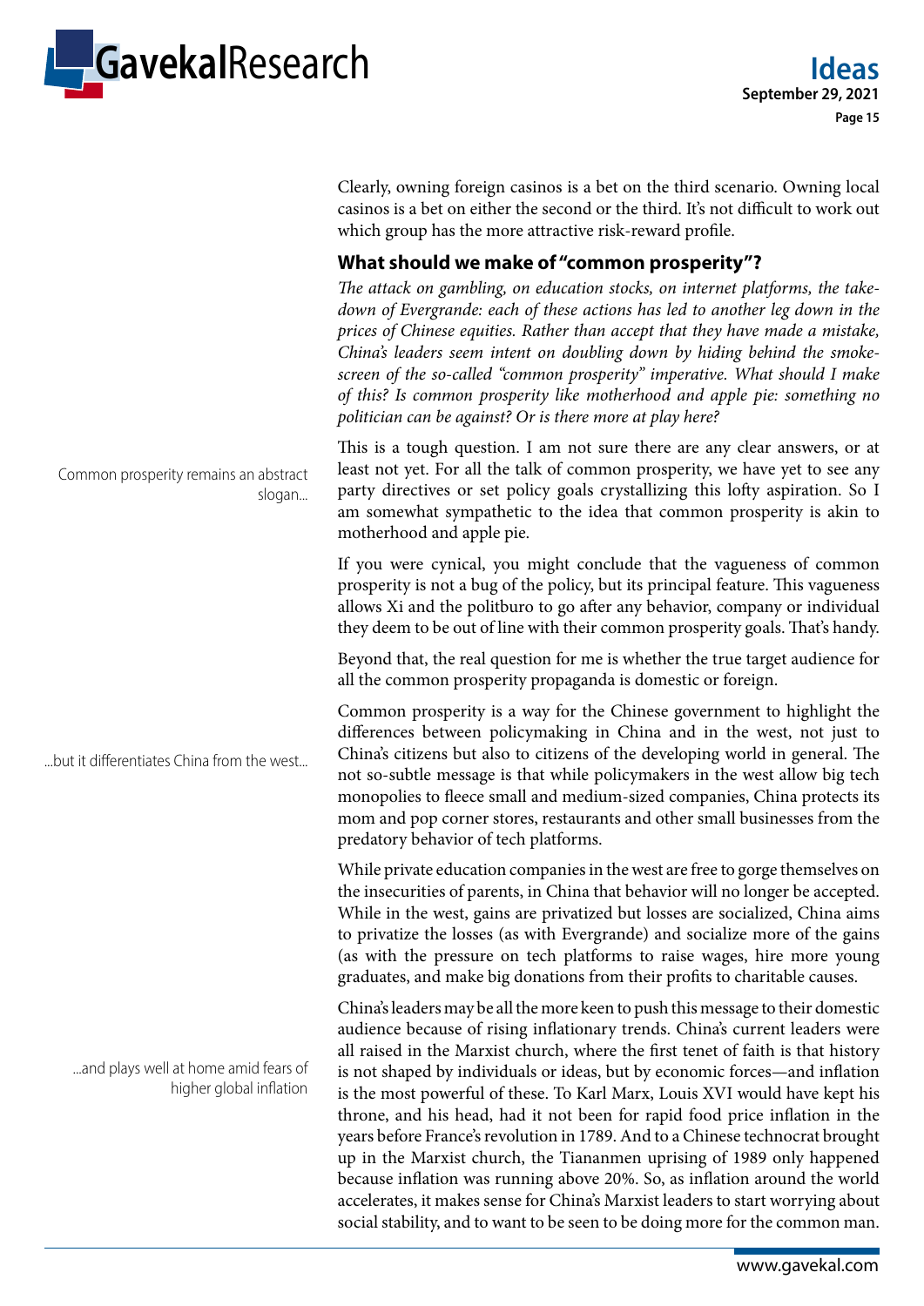Clearly, owning foreign casinos is a bet on the third scenario. Owning local casinos is a bet on either the second or the third. It's not difficult to work out which group has the more attractive risk-reward profile.

## What should we make of "common prosperity"?

*The attack on gambling, on education stocks, on internet platforms, the take-down of Evergrande: each of these actions has led to another leg down in the prices of Chinese equities. Rather than accept that they have made a mistake, China's leaders seem intent on doubling down by hiding behind the smoke-screen of the so-called "common prosperity" imperative. What should I make of this? Is common prosperity like motherhood and apple pie: something no politician can be against? Or is there more at play here?*

Common prosperity remains an abstract slogan...

This is a tough question. I am not sure there are any clear answers, or at least not yet. For all the talk of common prosperity, we have yet to see any party directives or set policy goals crystallizing this lofty aspiration. So I am somewhat sympathetic to the idea that common prosperity is akin to motherhood and apple pie.

If you were cynical, you might conclude that the vagueness of common prosperity is not a bug of the policy, but its principal feature. This vagueness allows Xi and the politburo to go after any behavior, company or individual they deem to be out of line with their common prosperity goals. That's handy.

Beyond that, the real question for me is whether the true target audience for all the common prosperity propaganda is domestic or foreign.

...but it differentiates China from the west...

Common prosperity is a way for the Chinese government to highlight the differences between policymaking in China and in the west, not just to China's citizens but also to citizens of the developing world in general. The not so-subtle message is that while policymakers in the west allow big tech monopolies to fleece small and medium-sized companies, China protects its mom and pop corner stores, restaurants and other small businesses from the predatory behavior of tech platforms.

While private education companies in the west are free to gorge themselves on the insecurities of parents, in China that behavior will no longer be accepted. While in the west, gains are privatized but losses are socialized, China aims to privatize the losses (as with Evergrande) and socialize more of the gains (as with the pressure on tech platforms to raise wages, hire more young graduates, and make big donations from their profits to charitable causes.

...and plays well at home amid fears of higher global inflation

China's leaders may be all the more keen to push this message to their domestic audience because of rising inflationary trends. China's current leaders were all raised in the Marxist church, where the first tenet of faith is that history is not shaped by individuals or ideas, but by economic forces—and inflation is the most powerful of these. To Karl Marx, Louis XVI would have kept his throne, and his head, had it not been for rapid food price inflation in the years before France's revolution in 1789. And to a Chinese technocrat brought up in the Marxist church, the Tiananmen uprising of 1989 only happened because inflation was running above 20%. So, as inflation around the world accelerates, it makes sense for China's Marxist leaders to start worrying about social stability, and to want to be seen to be doing more for the common man.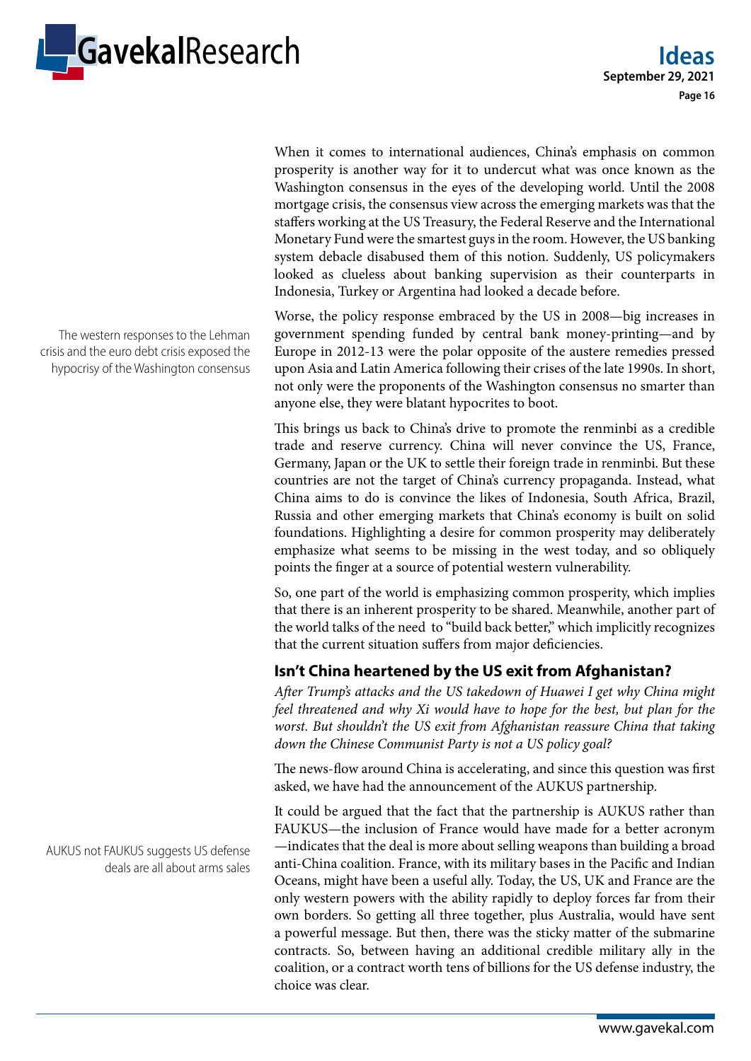When it comes to international audiences, China's emphasis on common prosperity is another way for it to undercut what was once known as the Washington consensus in the eyes of the developing world. Until the 2008 mortgage crisis, the consensus view across the emerging markets was that the staffers working at the US Treasury, the Federal Reserve and the International Monetary Fund were the smartest guys in the room. However, the US banking system debacle disabused them of this notion. Suddenly, US policymakers looked as clueless about banking supervision as their counterparts in Indonesia, Turkey or Argentina had looked a decade before.

The western responses to the Lehman crisis and the euro debt crisis exposed the hypocrisy of the Washington consensus

Worse, the policy response embraced by the US in 2008—big increases in government spending funded by central bank money-printing—and by Europe in 2012-13 were the polar opposite of the austere remedies pressed upon Asia and Latin America following their crises of the late 1990s. In short, not only were the proponents of the Washington consensus no smarter than anyone else, they were blatant hypocrites to boot.

This brings us back to China's drive to promote the renminbi as a credible trade and reserve currency. China will never convince the US, France, Germany, Japan or the UK to settle their foreign trade in renminbi. But these countries are not the target of China's currency propaganda. Instead, what China aims to do is convince the likes of Indonesia, South Africa, Brazil, Russia and other emerging markets that China's economy is built on solid foundations. Highlighting a desire for common prosperity may deliberately emphasize what seems to be missing in the west today, and so obliquely points the finger at a source of potential western vulnerability.

So, one part of the world is emphasizing common prosperity, which implies that there is an inherent prosperity to be shared. Meanwhile, another part of the world talks of the need to "build back better," which implicitly recognizes that the current situation suffers from major deficiencies.

## Isn't China heartened by the US exit from Afghanistan?

*After Trump's attacks and the US takedown of Huawei I get why China might feel threatened and why Xi would have to hope for the best, but plan for the worst. But shouldn't the US exit from Afghanistan reassure China that taking down the Chinese Communist Party is not a US policy goal?*

The news-flow around China is accelerating, and since this question was first asked, we have had the announcement of the AUKUS partnership.

AUKUS not FAUKUS suggests US defense deals are all about arms sales

It could be argued that the fact that the partnership is AUKUS rather than FAUKUS—the inclusion of France would have made for a better acronym—indicates that the deal is more about selling weapons than building a broad anti-China coalition. France, with its military bases in the Pacific and Indian Oceans, might have been a useful ally. Today, the US, UK and France are the only western powers with the ability rapidly to deploy forces far from their own borders. So getting all three together, plus Australia, would have sent a powerful message. But then, there was the sticky matter of the submarine contracts. So, between having an additional credible military ally in the coalition, or a contract worth tens of billions for the US defense industry, the choice was clear.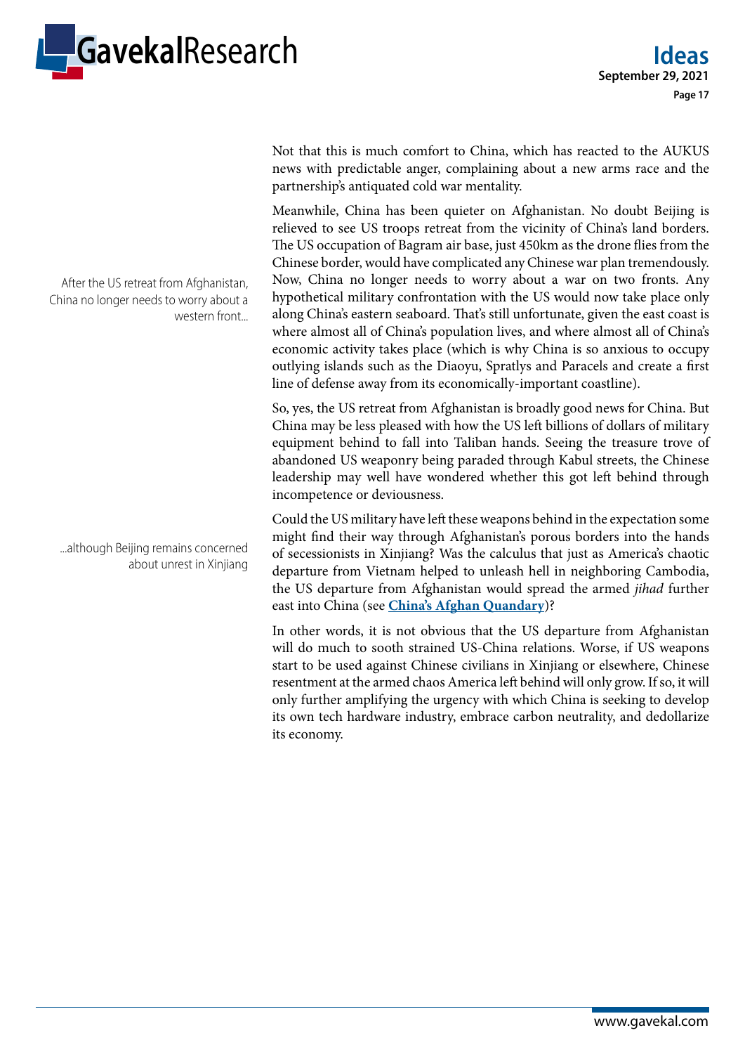Not that this is much comfort to China, which has reacted to the AUKUS news with predictable anger, complaining about a new arms race and the partnership's antiquated cold war mentality.

After the US retreat from Afghanistan, China no longer needs to worry about a western front...

Meanwhile, China has been quieter on Afghanistan. No doubt Beijing is relieved to see US troops retreat from the vicinity of China's land borders. The US occupation of Bagram air base, just 450km as the drone flies from the Chinese border, would have complicated any Chinese war plan tremendously. Now, China no longer needs to worry about a war on two fronts. Any hypothetical military confrontation with the US would now take place only along China's eastern seaboard. That's still unfortunate, given the east coast is where almost all of China's population lives, and where almost all of China's economic activity takes place (which is why China is so anxious to occupy outlying islands such as the Diaoyu, Spratlys and Paracels and create a first line of defense away from its economically-important coastline).

So, yes, the US retreat from Afghanistan is broadly good news for China. But China may be less pleased with how the US left billions of dollars of military equipment behind to fall into Taliban hands. Seeing the treasure trove of abandoned US weaponry being paraded through Kabul streets, the Chinese leadership may well have wondered whether this got left behind through incompetence or deviousness.

...although Beijing remains concerned about unrest in Xinjiang

Could the US military have left these weapons behind in the expectation some might find their way through Afghanistan's porous borders into the hands of secessionists in Xinjiang? Was the calculus that just as America's chaotic departure from Vietnam helped to unleash hell in neighboring Cambodia, the US departure from Afghanistan would spread the armed *jihad* further east into China (see **China's Afghan Quandary**)?

In other words, it is not obvious that the US departure from Afghanistan will do much to sooth strained US-China relations. Worse, if US weapons start to be used against Chinese civilians in Xinjiang or elsewhere, Chinese resentment at the armed chaos America left behind will only grow. If so, it will only further amplifying the urgency with which China is seeking to develop its own tech hardware industry, embrace carbon neutrality, and dedollarize its economy.